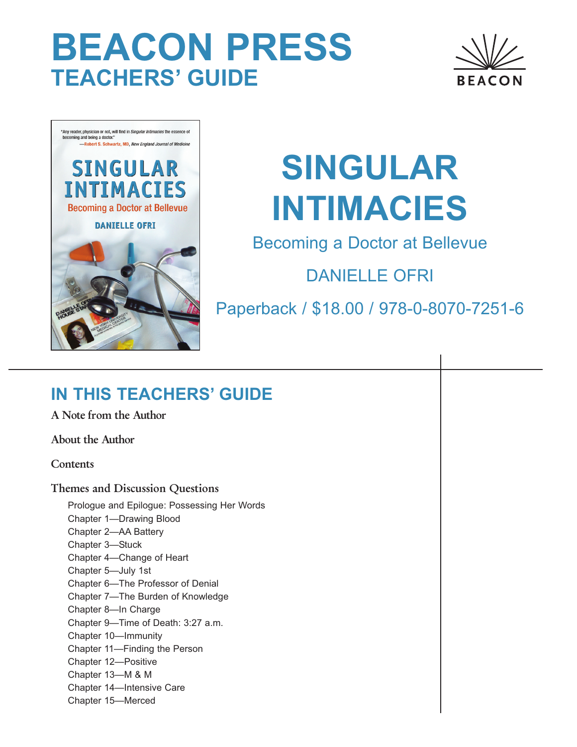# BEACON PRESS

## TEACHERS' GUIDE

BEACON

# SINGULAR INTIMACIES

Becoming a Doctor at Bellevue

DANIELLE OFRI

Paperback / $18.00 / 978-0-8070-7251-6

## IN THIS TEACHERS' GUIDE

**A Note from the Author**

**About the Author**

**Contents**

**Themes and Discussion Questions**

- Prologue and Epilogue: Possessing Her Words
- Chapter 1—Drawing Blood
- Chapter 2—AA Battery
- Chapter 3—Stuck
- Chapter 4—Change of Heart
- Chapter 5—July 1st
- Chapter 6—The Professor of Denial
- Chapter 7—The Burden of Knowledge
- Chapter 8—In Charge
- Chapter 9—Time of Death: 3:27 a.m.
- Chapter 10—Immunity
- Chapter 11—Finding the Person
- Chapter 12—Positive
- Chapter 13—M & M
- Chapter 14—Intensive Care
- Chapter 15—Merced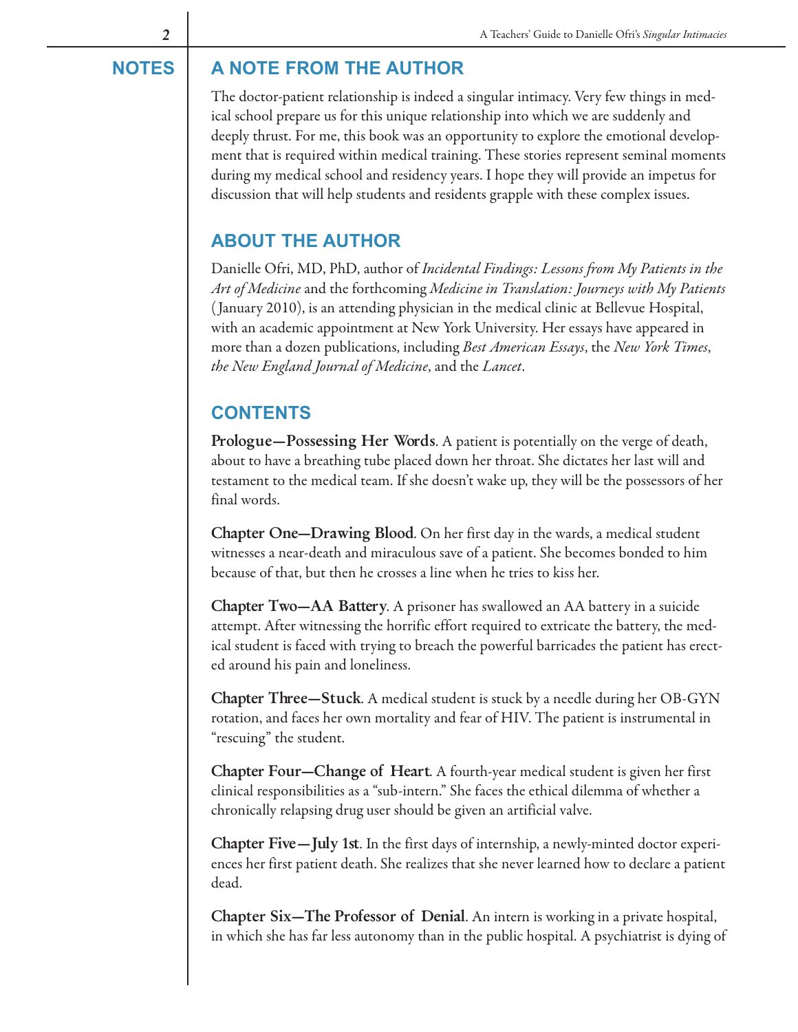NOTES

## A NOTE FROM THE AUTHOR

The doctor-patient relationship is indeed a singular intimacy. Very few things in medical school prepare us for this unique relationship into which we are suddenly and deeply thrust. For me, this book was an opportunity to explore the emotional development that is required within medical training. These stories represent seminal moments during my medical school and residency years. I hope they will provide an impetus for discussion that will help students and residents grapple with these complex issues.

## ABOUT THE AUTHOR

Danielle Ofri, MD, PhD, author of *Incidental Findings: Lessons from My Patients in the Art of Medicine* and the forthcoming *Medicine in Translation: Journeys with My Patients* (January 2010), is an attending physician in the medical clinic at Bellevue Hospital, with an academic appointment at New York University. Her essays have appeared in more than a dozen publications, including *Best American Essays*, the *New York Times*, *the New England Journal of Medicine*, and the *Lancet*.

## CONTENTS

**Prologue—Possessing Her Words**. A patient is potentially on the verge of death, about to have a breathing tube placed down her throat. She dictates her last will and testament to the medical team. If she doesn't wake up, they will be the possessors of her final words.

**Chapter One—Drawing Blood**. On her first day in the wards, a medical student witnesses a near-death and miraculous save of a patient. She becomes bonded to him because of that, but then he crosses a line when he tries to kiss her.

**Chapter Two—AA Battery**. A prisoner has swallowed an AA battery in a suicide attempt. After witnessing the horrific effort required to extricate the battery, the medical student is faced with trying to breach the powerful barricades the patient has erected around his pain and loneliness.

**Chapter Three—Stuck**. A medical student is stuck by a needle during her OB-GYN rotation, and faces her own mortality and fear of HIV. The patient is instrumental in "rescuing" the student.

**Chapter Four—Change of Heart**. A fourth-year medical student is given her first clinical responsibilities as a "sub-intern." She faces the ethical dilemma of whether a chronically relapsing drug user should be given an artificial valve.

**Chapter Five—July 1st**. In the first days of internship, a newly-minted doctor experiences her first patient death. She realizes that she never learned how to declare a patient dead.

**Chapter Six—The Professor of Denial**. An intern is working in a private hospital, in which she has far less autonomy than in the public hospital. A psychiatrist is dying of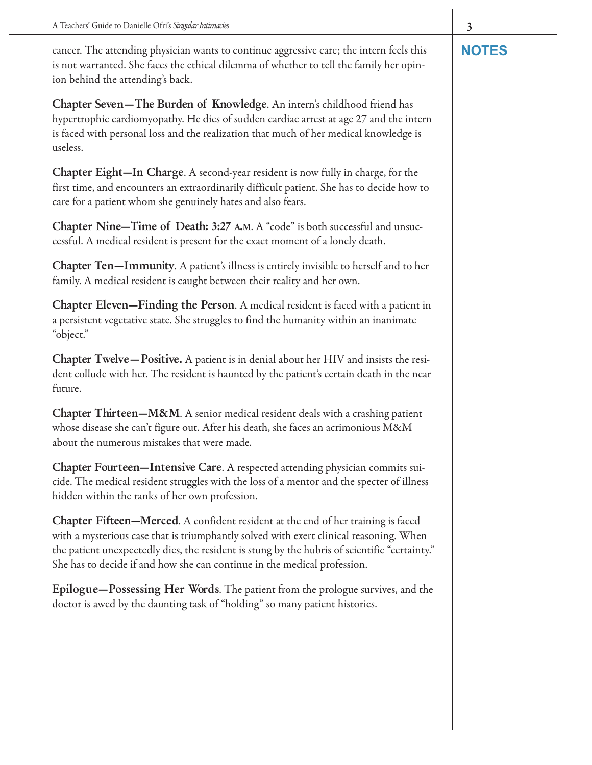cancer. The attending physician wants to continue aggressive care; the intern feels this is not warranted. She faces the ethical dilemma of whether to tell the family her opinion behind the attending's back.

**Chapter Seven—The Burden of Knowledge**. An intern's childhood friend has hypertrophic cardiomyopathy. He dies of sudden cardiac arrest at age 27 and the intern is faced with personal loss and the realization that much of her medical knowledge is useless.

**Chapter Eight—In Charge**. A second-year resident is now fully in charge, for the first time, and encounters an extraordinarily difficult patient. She has to decide how to care for a patient whom she genuinely hates and also fears.

**Chapter Nine—Time of Death: 3:27 A.M**. A "code" is both successful and unsuccessful. A medical resident is present for the exact moment of a lonely death.

**Chapter Ten—Immunity**. A patient's illness is entirely invisible to herself and to her family. A medical resident is caught between their reality and her own.

**Chapter Eleven—Finding the Person**. A medical resident is faced with a patient in a persistent vegetative state. She struggles to find the humanity within an inanimate "object."

**Chapter Twelve—Positive.** A patient is in denial about her HIV and insists the resident collude with her. The resident is haunted by the patient's certain death in the near future.

**Chapter Thirteen—M&M**. A senior medical resident deals with a crashing patient whose disease she can't figure out. After his death, she faces an acrimonious M&M about the numerous mistakes that were made.

**Chapter Fourteen—Intensive Care**. A respected attending physician commits suicide. The medical resident struggles with the loss of a mentor and the specter of illness hidden within the ranks of her own profession.

**Chapter Fifteen—Merced**. A confident resident at the end of her training is faced with a mysterious case that is triumphantly solved with exert clinical reasoning. When the patient unexpectedly dies, the resident is stung by the hubris of scientific "certainty." She has to decide if and how she can continue in the medical profession.

**Epilogue—Possessing Her Words**. The patient from the prologue survives, and the doctor is awed by the daunting task of "holding" so many patient histories.

**NOTES**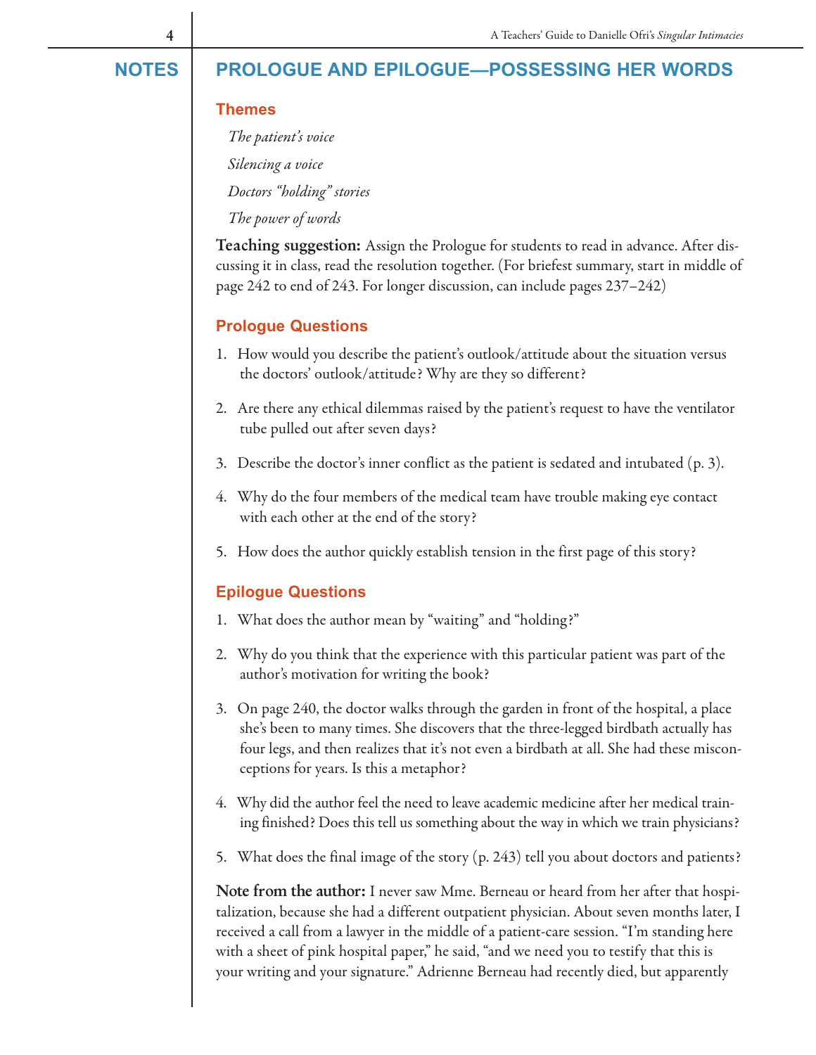# PROLOGUE AND EPILOGUE—POSSESSING HER WORDS

## Themes

*The patient's voice*

*Silencing a voice*

*Doctors "holding" stories*

*The power of words*

**Teaching suggestion:** Assign the Prologue for students to read in advance. After discussing it in class, read the resolution together. (For briefest summary, start in middle of page 242 to end of 243. For longer discussion, can include pages 237–242)

## Prologue Questions

1. How would you describe the patient's outlook/attitude about the situation versus the doctors' outlook/attitude? Why are they so different?
2. Are there any ethical dilemmas raised by the patient's request to have the ventilator tube pulled out after seven days?
3. Describe the doctor's inner conflict as the patient is sedated and intubated (p. 3).
4. Why do the four members of the medical team have trouble making eye contact with each other at the end of the story?
5. How does the author quickly establish tension in the first page of this story?

## Epilogue Questions

1. What does the author mean by "waiting" and "holding?"
2. Why do you think that the experience with this particular patient was part of the author's motivation for writing the book?
3. On page 240, the doctor walks through the garden in front of the hospital, a place she's been to many times. She discovers that the three-legged birdbath actually has four legs, and then realizes that it's not even a birdbath at all. She had these misconceptions for years. Is this a metaphor?
4. Why did the author feel the need to leave academic medicine after her medical training finished? Does this tell us something about the way in which we train physicians?
5. What does the final image of the story (p. 243) tell you about doctors and patients?

**Note from the author:** I never saw Mme. Berneau or heard from her after that hospitalization, because she had a different outpatient physician. About seven months later, I received a call from a lawyer in the middle of a patient-care session. "I'm standing here with a sheet of pink hospital paper," he said, "and we need you to testify that this is your writing and your signature." Adrienne Berneau had recently died, but apparently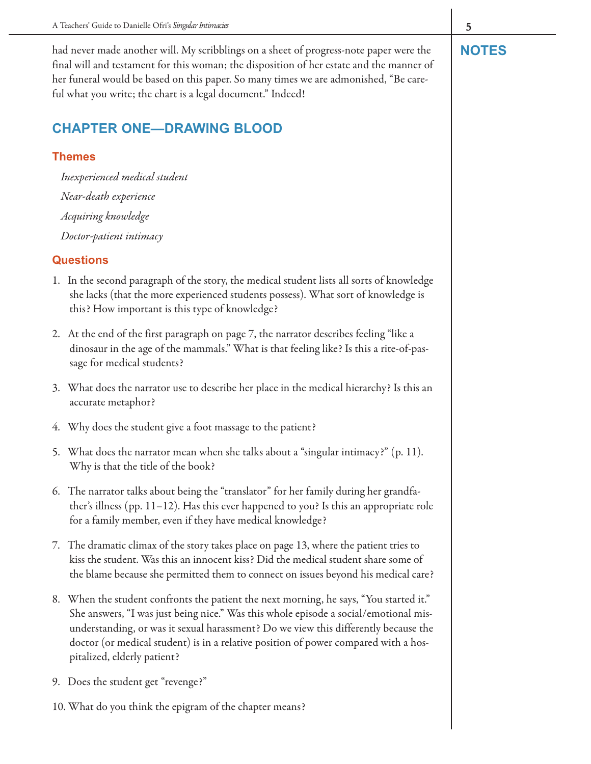had never made another will. My scribblings on a sheet of progress-note paper were the final will and testament for this woman; the disposition of her estate and the manner of her funeral would be based on this paper. So many times we are admonished, "Be careful what you write; the chart is a legal document." Indeed!

NOTES

## CHAPTER ONE—DRAWING BLOOD

### Themes

*Inexperienced medical student*

*Near-death experience*

*Acquiring knowledge*

*Doctor-patient intimacy*

### Questions

1. In the second paragraph of the story, the medical student lists all sorts of knowledge she lacks (that the more experienced students possess). What sort of knowledge is this? How important is this type of knowledge?

2. At the end of the first paragraph on page 7, the narrator describes feeling "like a dinosaur in the age of the mammals." What is that feeling like? Is this a rite-of-passage for medical students?

3. What does the narrator use to describe her place in the medical hierarchy? Is this an accurate metaphor?

4. Why does the student give a foot massage to the patient?

5. What does the narrator mean when she talks about a "singular intimacy?" (p. 11). Why is that the title of the book?

6. The narrator talks about being the "translator" for her family during her grandfather's illness (pp. 11–12). Has this ever happened to you? Is this an appropriate role for a family member, even if they have medical knowledge?

7. The dramatic climax of the story takes place on page 13, where the patient tries to kiss the student. Was this an innocent kiss? Did the medical student share some of the blame because she permitted them to connect on issues beyond his medical care?

8. When the student confronts the patient the next morning, he says, "You started it." She answers, "I was just being nice." Was this whole episode a social/emotional misunderstanding, or was it sexual harassment? Do we view this differently because the doctor (or medical student) is in a relative position of power compared with a hospitalized, elderly patient?

9. Does the student get "revenge?"

10. What do you think the epigram of the chapter means?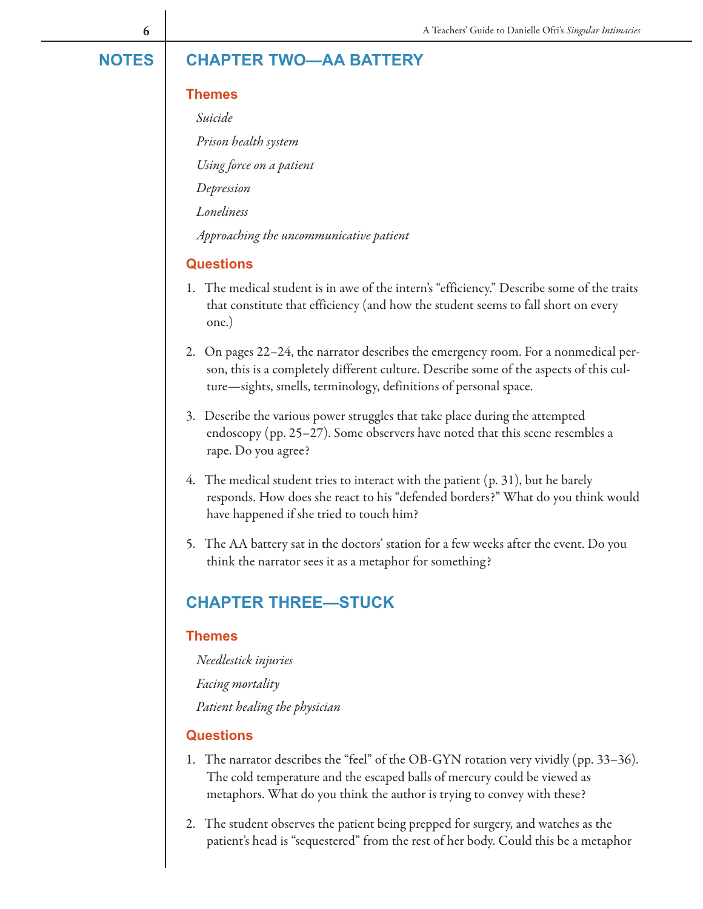## CHAPTER TWO—AA BATTERY

### Themes

*Suicide*

*Prison health system*

*Using force on a patient*

*Depression*

*Loneliness*

*Approaching the uncommunicative patient*

### Questions

1. The medical student is in awe of the intern's "efficiency." Describe some of the traits that constitute that efficiency (and how the student seems to fall short on every one.)

2. On pages 22–24, the narrator describes the emergency room. For a nonmedical person, this is a completely different culture. Describe some of the aspects of this culture—sights, smells, terminology, definitions of personal space.

3. Describe the various power struggles that take place during the attempted endoscopy (pp. 25–27). Some observers have noted that this scene resembles a rape. Do you agree?

4. The medical student tries to interact with the patient (p. 31), but he barely responds. How does she react to his "defended borders?" What do you think would have happened if she tried to touch him?

5. The AA battery sat in the doctors' station for a few weeks after the event. Do you think the narrator sees it as a metaphor for something?

## CHAPTER THREE—STUCK

### Themes

*Needlestick injuries*

*Facing mortality*

*Patient healing the physician*

### Questions

1. The narrator describes the "feel" of the OB-GYN rotation very vividly (pp. 33–36). The cold temperature and the escaped balls of mercury could be viewed as metaphors. What do you think the author is trying to convey with these?

2. The student observes the patient being prepped for surgery, and watches as the patient's head is "sequestered" from the rest of her body. Could this be a metaphor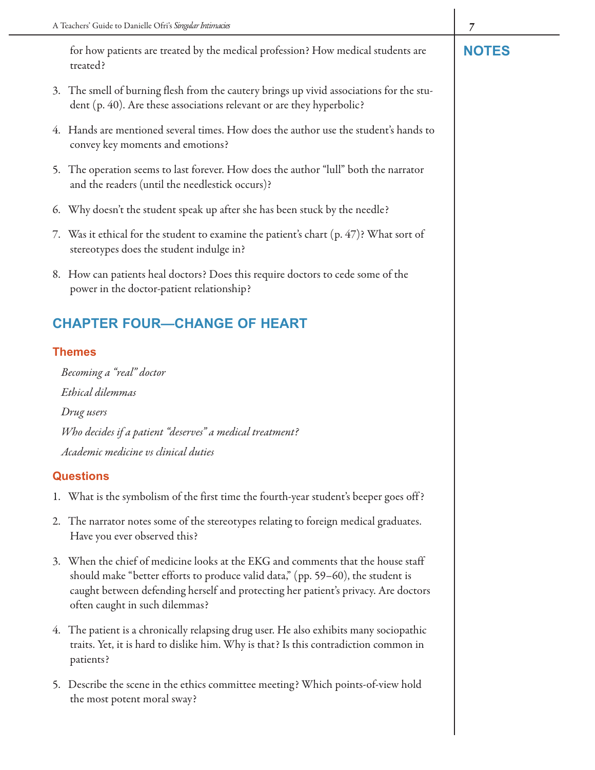for how patients are treated by the medical profession? How medical students are treated?

3. The smell of burning flesh from the cautery brings up vivid associations for the student (p. 40). Are these associations relevant or are they hyperbolic?

4. Hands are mentioned several times. How does the author use the student's hands to convey key moments and emotions?

5. The operation seems to last forever. How does the author "lull" both the narrator and the readers (until the needlestick occurs)?

6. Why doesn't the student speak up after she has been stuck by the needle?

7. Was it ethical for the student to examine the patient's chart (p. 47)? What sort of stereotypes does the student indulge in?

8. How can patients heal doctors? Does this require doctors to cede some of the power in the doctor-patient relationship?

## CHAPTER FOUR—CHANGE OF HEART

### Themes

*Becoming a "real" doctor*

*Ethical dilemmas*

*Drug users*

*Who decides if a patient "deserves" a medical treatment?*

*Academic medicine vs clinical duties*

### Questions

1. What is the symbolism of the first time the fourth-year student's beeper goes off?

2. The narrator notes some of the stereotypes relating to foreign medical graduates. Have you ever observed this?

3. When the chief of medicine looks at the EKG and comments that the house staff should make "better efforts to produce valid data," (pp. 59–60), the student is caught between defending herself and protecting her patient's privacy. Are doctors often caught in such dilemmas?

4. The patient is a chronically relapsing drug user. He also exhibits many sociopathic traits. Yet, it is hard to dislike him. Why is that? Is this contradiction common in patients?

5. Describe the scene in the ethics committee meeting? Which points-of-view hold the most potent moral sway?

## NOTES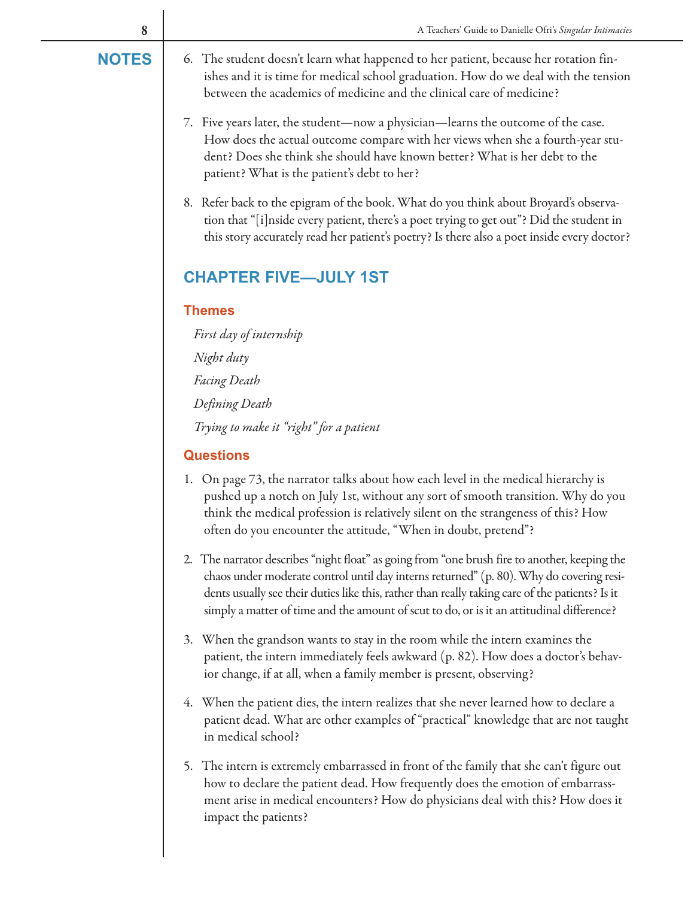**NOTES**

6. The student doesn't learn what happened to her patient, because her rotation finishes and it is time for medical school graduation. How do we deal with the tension between the academics of medicine and the clinical care of medicine?

7. Five years later, the student—now a physician—learns the outcome of the case. How does the actual outcome compare with her views when she a fourth-year student? Does she think she should have known better? What is her debt to the patient? What is the patient's debt to her?

8. Refer back to the epigram of the book. What do you think about Broyard's observation that "[i]nside every patient, there's a poet trying to get out"? Did the student in this story accurately read her patient's poetry? Is there also a poet inside every doctor?

## CHAPTER FIVE—JULY 1ST

### Themes

*First day of internship*

*Night duty*

*Facing Death*

*Defining Death*

*Trying to make it "right" for a patient*

### Questions

1. On page 73, the narrator talks about how each level in the medical hierarchy is pushed up a notch on July 1st, without any sort of smooth transition. Why do you think the medical profession is relatively silent on the strangeness of this? How often do you encounter the attitude, "When in doubt, pretend"?

2. The narrator describes "night float" as going from "one brush fire to another, keeping the chaos under moderate control until day interns returned" (p. 80). Why do covering residents usually see their duties like this, rather than really taking care of the patients? Is it simply a matter of time and the amount of scut to do, or is it an attitudinal difference?

3. When the grandson wants to stay in the room while the intern examines the patient, the intern immediately feels awkward (p. 82). How does a doctor's behavior change, if at all, when a family member is present, observing?

4. When the patient dies, the intern realizes that she never learned how to declare a patient dead. What are other examples of "practical" knowledge that are not taught in medical school?

5. The intern is extremely embarrassed in front of the family that she can't figure out how to declare the patient dead. How frequently does the emotion of embarrassment arise in medical encounters? How do physicians deal with this? How does it impact the patients?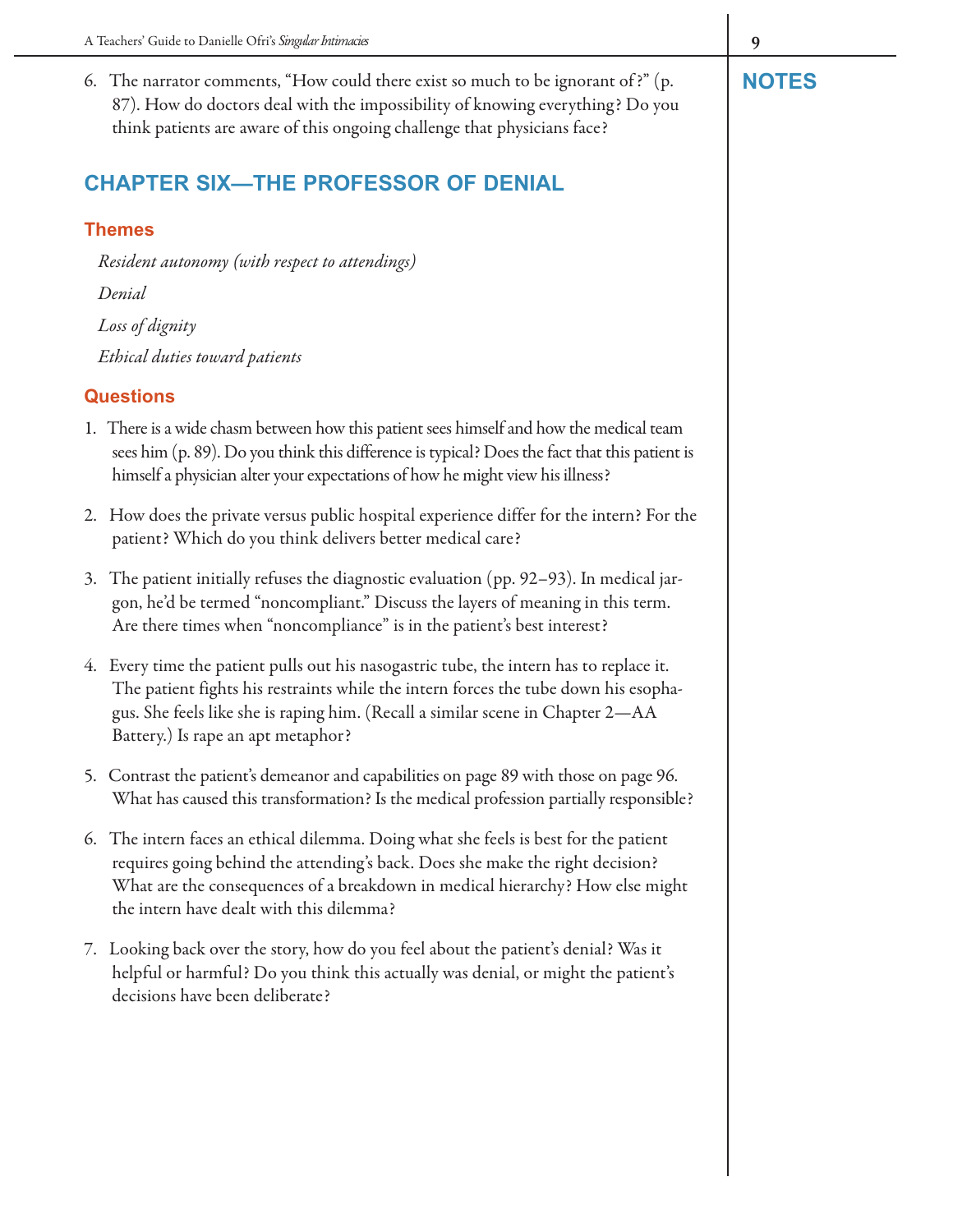6. The narrator comments, "How could there exist so much to be ignorant of?" (p. 87). How do doctors deal with the impossibility of knowing everything? Do you think patients are aware of this ongoing challenge that physicians face?

## CHAPTER SIX—THE PROFESSOR OF DENIAL

### Themes

*Resident autonomy (with respect to attendings)*

*Denial*

*Loss of dignity*

*Ethical duties toward patients*

### Questions

1. There is a wide chasm between how this patient sees himself and how the medical team sees him (p. 89). Do you think this difference is typical? Does the fact that this patient is himself a physician alter your expectations of how he might view his illness?

2. How does the private versus public hospital experience differ for the intern? For the patient? Which do you think delivers better medical care?

3. The patient initially refuses the diagnostic evaluation (pp. 92–93). In medical jargon, he'd be termed "noncompliant." Discuss the layers of meaning in this term. Are there times when "noncompliance" is in the patient's best interest?

4. Every time the patient pulls out his nasogastric tube, the intern has to replace it. The patient fights his restraints while the intern forces the tube down his esophagus. She feels like she is raping him. (Recall a similar scene in Chapter 2—AA Battery.) Is rape an apt metaphor?

5. Contrast the patient's demeanor and capabilities on page 89 with those on page 96. What has caused this transformation? Is the medical profession partially responsible?

6. The intern faces an ethical dilemma. Doing what she feels is best for the patient requires going behind the attending's back. Does she make the right decision? What are the consequences of a breakdown in medical hierarchy? How else might the intern have dealt with this dilemma?

7. Looking back over the story, how do you feel about the patient's denial? Was it helpful or harmful? Do you think this actually was denial, or might the patient's decisions have been deliberate?

NOTES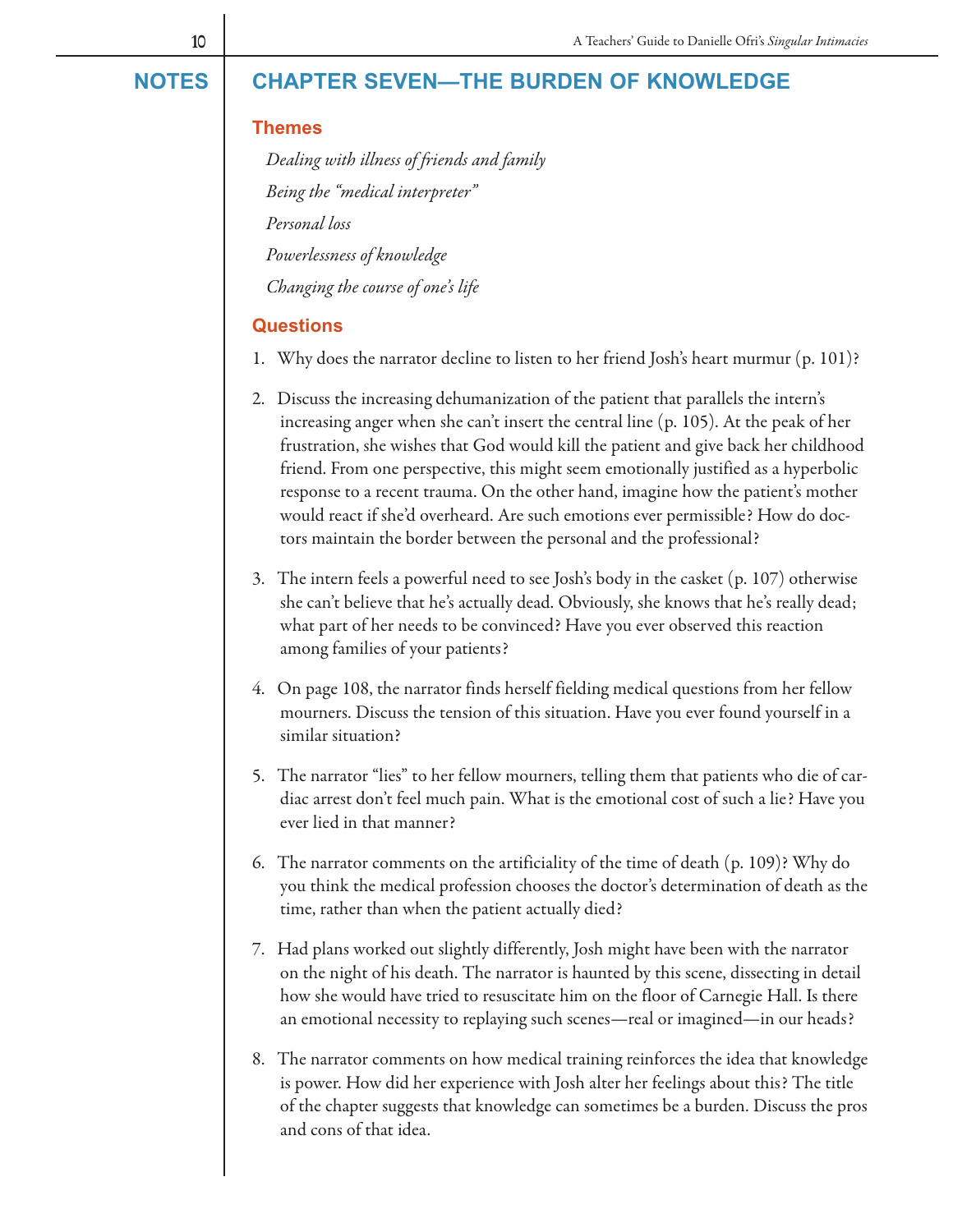## NOTES

# CHAPTER SEVEN—THE BURDEN OF KNOWLEDGE

### Themes

*Dealing with illness of friends and family*

*Being the "medical interpreter"*

*Personal loss*

*Powerlessness of knowledge*

*Changing the course of one's life*

### Questions

1. Why does the narrator decline to listen to her friend Josh's heart murmur (p. 101)?

2. Discuss the increasing dehumanization of the patient that parallels the intern's increasing anger when she can't insert the central line (p. 105). At the peak of her frustration, she wishes that God would kill the patient and give back her childhood friend. From one perspective, this might seem emotionally justified as a hyperbolic response to a recent trauma. On the other hand, imagine how the patient's mother would react if she'd overheard. Are such emotions ever permissible? How do doctors maintain the border between the personal and the professional?

3. The intern feels a powerful need to see Josh's body in the casket (p. 107) otherwise she can't believe that he's actually dead. Obviously, she knows that he's really dead; what part of her needs to be convinced? Have you ever observed this reaction among families of your patients?

4. On page 108, the narrator finds herself fielding medical questions from her fellow mourners. Discuss the tension of this situation. Have you ever found yourself in a similar situation?

5. The narrator "lies" to her fellow mourners, telling them that patients who die of cardiac arrest don't feel much pain. What is the emotional cost of such a lie? Have you ever lied in that manner?

6. The narrator comments on the artificiality of the time of death (p. 109)? Why do you think the medical profession chooses the doctor's determination of death as the time, rather than when the patient actually died?

7. Had plans worked out slightly differently, Josh might have been with the narrator on the night of his death. The narrator is haunted by this scene, dissecting in detail how she would have tried to resuscitate him on the floor of Carnegie Hall. Is there an emotional necessity to replaying such scenes—real or imagined—in our heads?

8. The narrator comments on how medical training reinforces the idea that knowledge is power. How did her experience with Josh alter her feelings about this? The title of the chapter suggests that knowledge can sometimes be a burden. Discuss the pros and cons of that idea.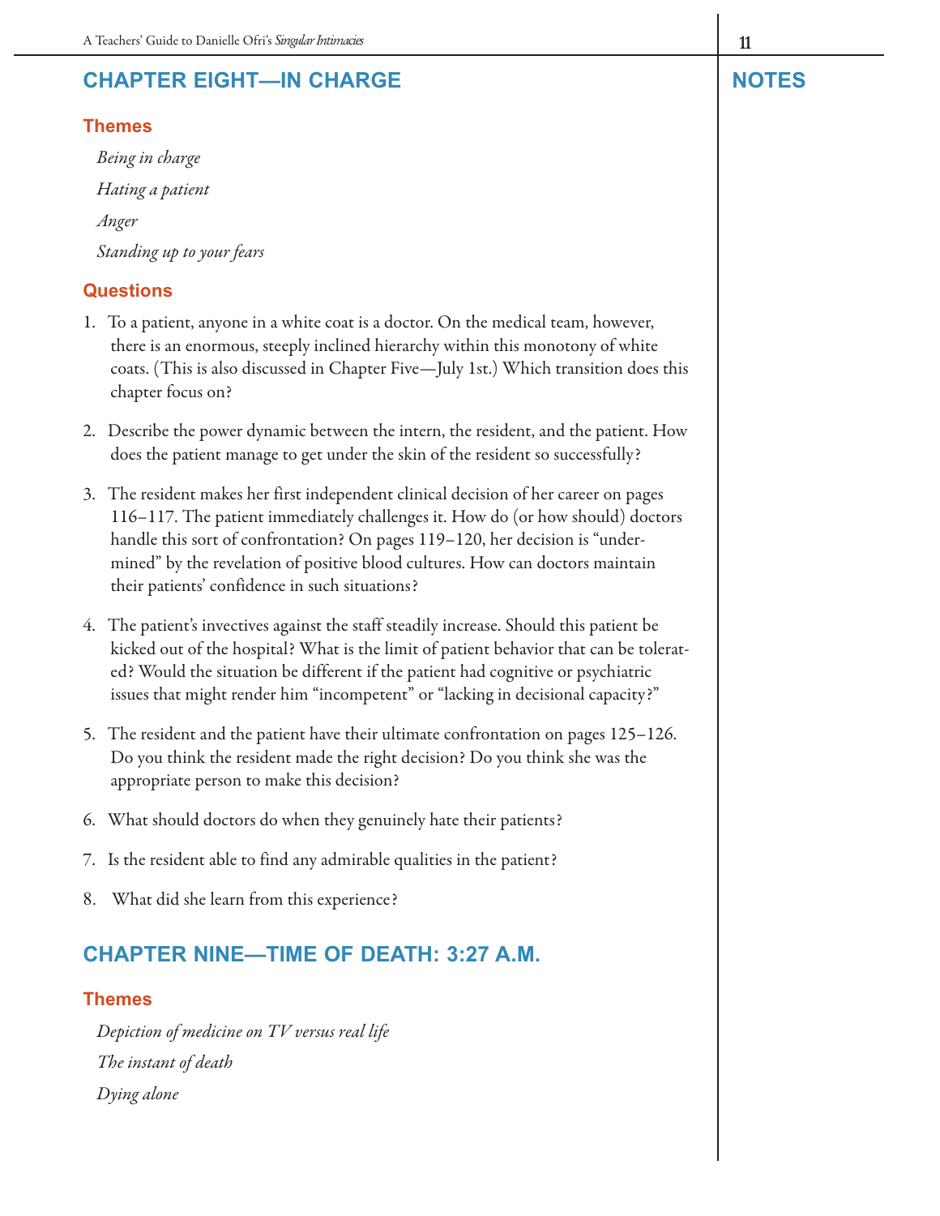## CHAPTER EIGHT—IN CHARGE

### Themes

*Being in charge*

*Hating a patient*

*Anger*

*Standing up to your fears*

### Questions

1. To a patient, anyone in a white coat is a doctor. On the medical team, however, there is an enormous, steeply inclined hierarchy within this monotony of white coats. (This is also discussed in Chapter Five—July 1st.) Which transition does this chapter focus on?

2. Describe the power dynamic between the intern, the resident, and the patient. How does the patient manage to get under the skin of the resident so successfully?

3. The resident makes her first independent clinical decision of her career on pages 116–117. The patient immediately challenges it. How do (or how should) doctors handle this sort of confrontation? On pages 119–120, her decision is "undermined" by the revelation of positive blood cultures. How can doctors maintain their patients' confidence in such situations?

4. The patient's invectives against the staff steadily increase. Should this patient be kicked out of the hospital? What is the limit of patient behavior that can be tolerated? Would the situation be different if the patient had cognitive or psychiatric issues that might render him "incompetent" or "lacking in decisional capacity?"

5. The resident and the patient have their ultimate confrontation on pages 125–126. Do you think the resident made the right decision? Do you think she was the appropriate person to make this decision?

6. What should doctors do when they genuinely hate their patients?

7. Is the resident able to find any admirable qualities in the patient?

8. What did she learn from this experience?

## CHAPTER NINE—TIME OF DEATH: 3:27 A.M.

### Themes

*Depiction of medicine on TV versus real life*

*The instant of death*

*Dying alone*

## NOTES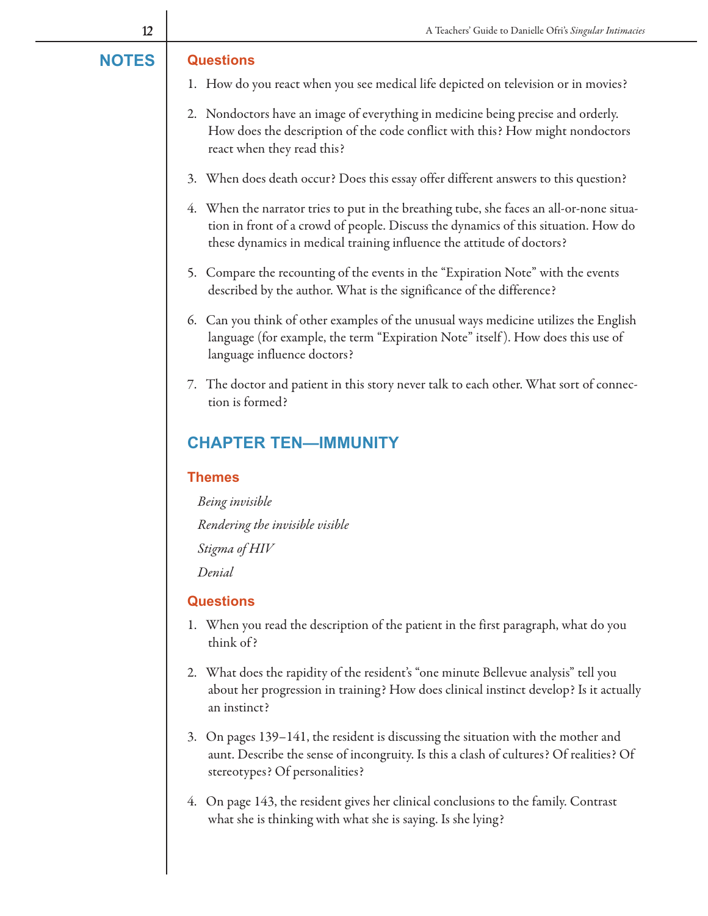NOTES

### Questions

1. How do you react when you see medical life depicted on television or in movies?

2. Nondoctors have an image of everything in medicine being precise and orderly. How does the description of the code conflict with this? How might nondoctors react when they read this?

3. When does death occur? Does this essay offer different answers to this question?

4. When the narrator tries to put in the breathing tube, she faces an all-or-none situation in front of a crowd of people. Discuss the dynamics of this situation. How do these dynamics in medical training influence the attitude of doctors?

5. Compare the recounting of the events in the "Expiration Note" with the events described by the author. What is the significance of the difference?

6. Can you think of other examples of the unusual ways medicine utilizes the English language (for example, the term "Expiration Note" itself). How does this use of language influence doctors?

7. The doctor and patient in this story never talk to each other. What sort of connection is formed?

## CHAPTER TEN—IMMUNITY

### Themes

*Being invisible*

*Rendering the invisible visible*

*Stigma of HIV*

*Denial*

### Questions

1. When you read the description of the patient in the first paragraph, what do you think of?

2. What does the rapidity of the resident's "one minute Bellevue analysis" tell you about her progression in training? How does clinical instinct develop? Is it actually an instinct?

3. On pages 139–141, the resident is discussing the situation with the mother and aunt. Describe the sense of incongruity. Is this a clash of cultures? Of realities? Of stereotypes? Of personalities?

4. On page 143, the resident gives her clinical conclusions to the family. Contrast what she is thinking with what she is saying. Is she lying?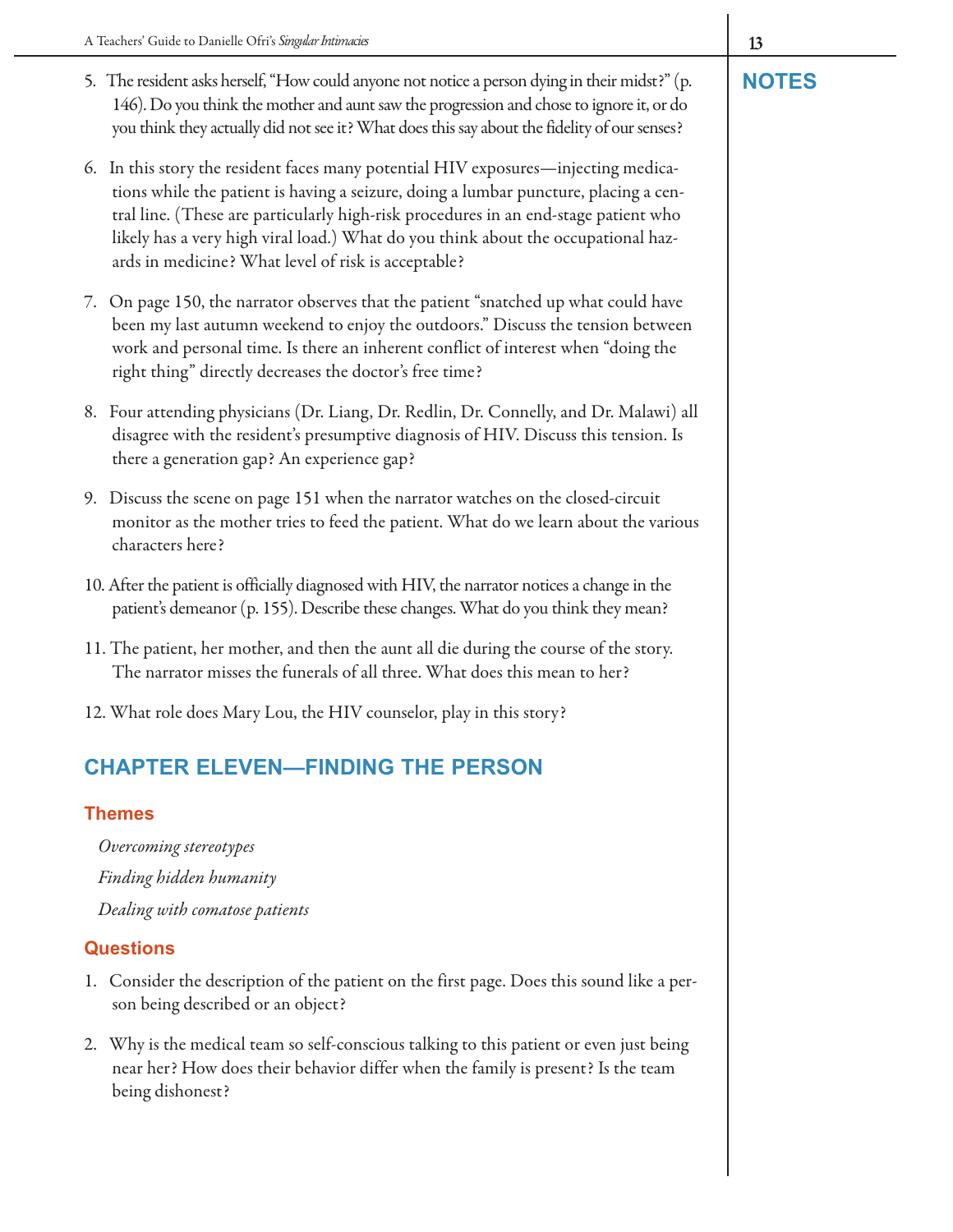5. The resident asks herself, "How could anyone not notice a person dying in their midst?" (p. 146). Do you think the mother and aunt saw the progression and chose to ignore it, or do you think they actually did not see it? What does this say about the fidelity of our senses?

6. In this story the resident faces many potential HIV exposures—injecting medications while the patient is having a seizure, doing a lumbar puncture, placing a central line. (These are particularly high-risk procedures in an end-stage patient who likely has a very high viral load.) What do you think about the occupational hazards in medicine? What level of risk is acceptable?

7. On page 150, the narrator observes that the patient "snatched up what could have been my last autumn weekend to enjoy the outdoors." Discuss the tension between work and personal time. Is there an inherent conflict of interest when "doing the right thing" directly decreases the doctor's free time?

8. Four attending physicians (Dr. Liang, Dr. Redlin, Dr. Connelly, and Dr. Malawi) all disagree with the resident's presumptive diagnosis of HIV. Discuss this tension. Is there a generation gap? An experience gap?

9. Discuss the scene on page 151 when the narrator watches on the closed-circuit monitor as the mother tries to feed the patient. What do we learn about the various characters here?

10. After the patient is officially diagnosed with HIV, the narrator notices a change in the patient's demeanor (p. 155). Describe these changes. What do you think they mean?

11. The patient, her mother, and then the aunt all die during the course of the story. The narrator misses the funerals of all three. What does this mean to her?

12. What role does Mary Lou, the HIV counselor, play in this story?

## CHAPTER ELEVEN—FINDING THE PERSON

### Themes

*Overcoming stereotypes*

*Finding hidden humanity*

*Dealing with comatose patients*

### Questions

1. Consider the description of the patient on the first page. Does this sound like a person being described or an object?

2. Why is the medical team so self-conscious talking to this patient or even just being near her? How does their behavior differ when the family is present? Is the team being dishonest?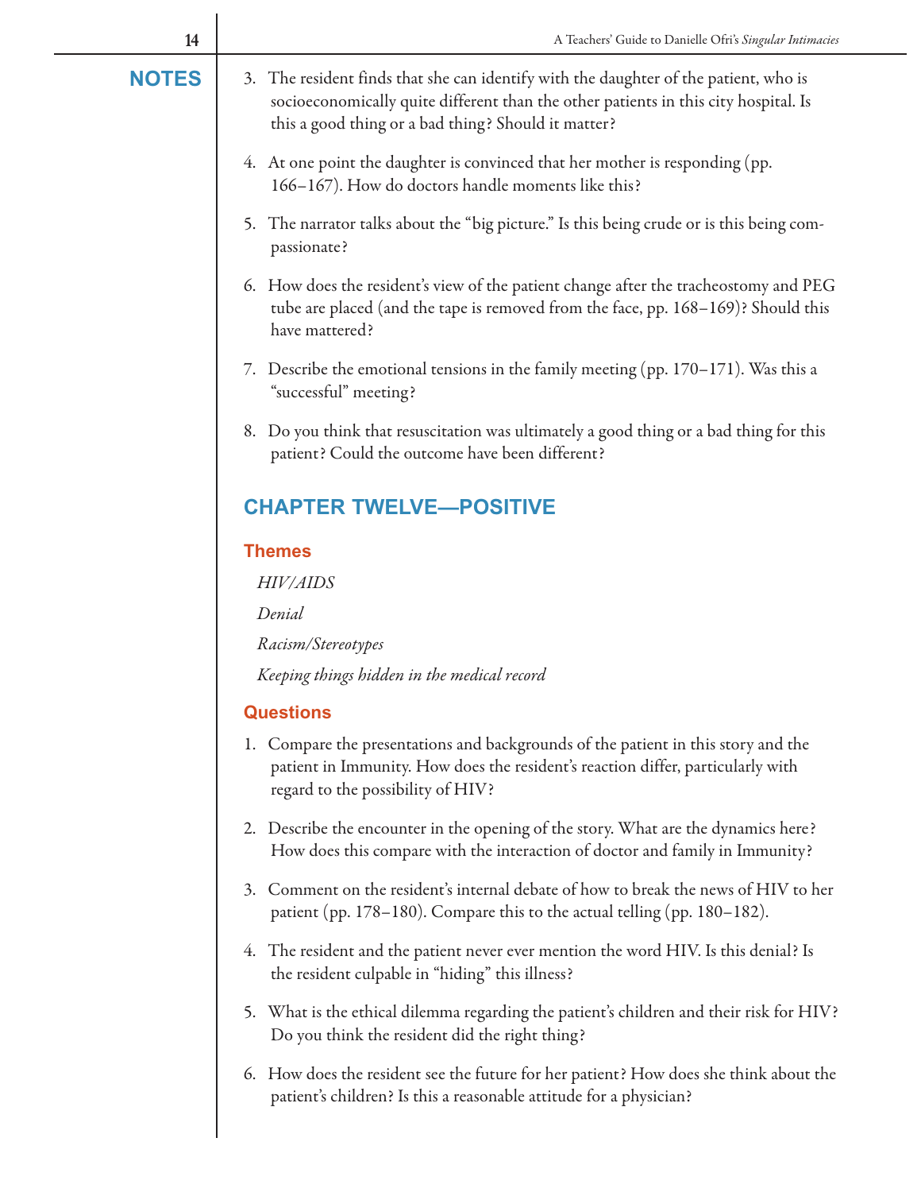**NOTES**

3. The resident finds that she can identify with the daughter of the patient, who is socioeconomically quite different than the other patients in this city hospital. Is this a good thing or a bad thing? Should it matter?

4. At one point the daughter is convinced that her mother is responding (pp. 166–167). How do doctors handle moments like this?

5. The narrator talks about the "big picture." Is this being crude or is this being compassionate?

6. How does the resident's view of the patient change after the tracheostomy and PEG tube are placed (and the tape is removed from the face, pp. 168–169)? Should this have mattered?

7. Describe the emotional tensions in the family meeting (pp. 170–171). Was this a "successful" meeting?

8. Do you think that resuscitation was ultimately a good thing or a bad thing for this patient? Could the outcome have been different?

## CHAPTER TWELVE—POSITIVE

### Themes

*HIV/AIDS*

*Denial*

*Racism/Stereotypes*

*Keeping things hidden in the medical record*

### Questions

1. Compare the presentations and backgrounds of the patient in this story and the patient in Immunity. How does the resident's reaction differ, particularly with regard to the possibility of HIV?

2. Describe the encounter in the opening of the story. What are the dynamics here? How does this compare with the interaction of doctor and family in Immunity?

3. Comment on the resident's internal debate of how to break the news of HIV to her patient (pp. 178–180). Compare this to the actual telling (pp. 180–182).

4. The resident and the patient never ever mention the word HIV. Is this denial? Is the resident culpable in "hiding" this illness?

5. What is the ethical dilemma regarding the patient's children and their risk for HIV? Do you think the resident did the right thing?

6. How does the resident see the future for her patient? How does she think about the patient's children? Is this a reasonable attitude for a physician?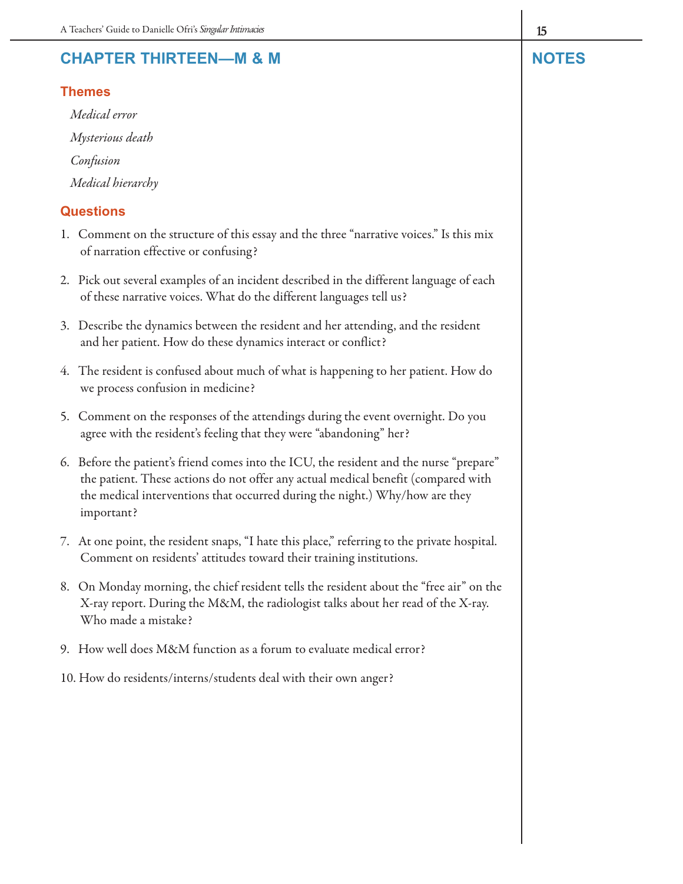## CHAPTER THIRTEEN—M & M

### Themes

*Medical error*

*Mysterious death*

*Confusion*

*Medical hierarchy*

### Questions

1. Comment on the structure of this essay and the three "narrative voices." Is this mix of narration effective or confusing?
2. Pick out several examples of an incident described in the different language of each of these narrative voices. What do the different languages tell us?
3. Describe the dynamics between the resident and her attending, and the resident and her patient. How do these dynamics interact or conflict?
4. The resident is confused about much of what is happening to her patient. How do we process confusion in medicine?
5. Comment on the responses of the attendings during the event overnight. Do you agree with the resident's feeling that they were "abandoning" her?
6. Before the patient's friend comes into the ICU, the resident and the nurse "prepare" the patient. These actions do not offer any actual medical benefit (compared with the medical interventions that occurred during the night.) Why/how are they important?
7. At one point, the resident snaps, "I hate this place," referring to the private hospital. Comment on residents' attitudes toward their training institutions.
8. On Monday morning, the chief resident tells the resident about the "free air" on the X-ray report. During the M&M, the radiologist talks about her read of the X-ray. Who made a mistake?
9. How well does M&M function as a forum to evaluate medical error?
10. How do residents/interns/students deal with their own anger?

## NOTES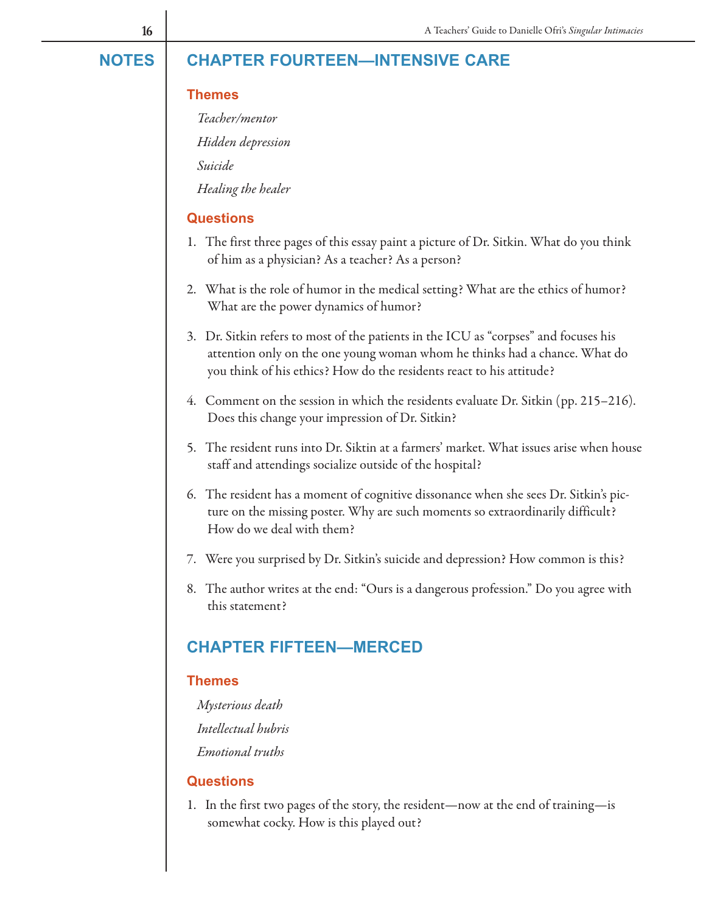NOTES

## CHAPTER FOURTEEN—INTENSIVE CARE

### Themes

*Teacher/mentor*

*Hidden depression*

*Suicide*

*Healing the healer*

### Questions

1. The first three pages of this essay paint a picture of Dr. Sitkin. What do you think of him as a physician? As a teacher? As a person?

2. What is the role of humor in the medical setting? What are the ethics of humor? What are the power dynamics of humor?

3. Dr. Sitkin refers to most of the patients in the ICU as "corpses" and focuses his attention only on the one young woman whom he thinks had a chance. What do you think of his ethics? How do the residents react to his attitude?

4. Comment on the session in which the residents evaluate Dr. Sitkin (pp. 215–216). Does this change your impression of Dr. Sitkin?

5. The resident runs into Dr. Siktin at a farmers' market. What issues arise when house staff and attendings socialize outside of the hospital?

6. The resident has a moment of cognitive dissonance when she sees Dr. Sitkin's picture on the missing poster. Why are such moments so extraordinarily difficult? How do we deal with them?

7. Were you surprised by Dr. Sitkin's suicide and depression? How common is this?

8. The author writes at the end: "Ours is a dangerous profession." Do you agree with this statement?

## CHAPTER FIFTEEN—MERCED

### Themes

*Mysterious death*

*Intellectual hubris*

*Emotional truths*

### Questions

1. In the first two pages of the story, the resident—now at the end of training—is somewhat cocky. How is this played out?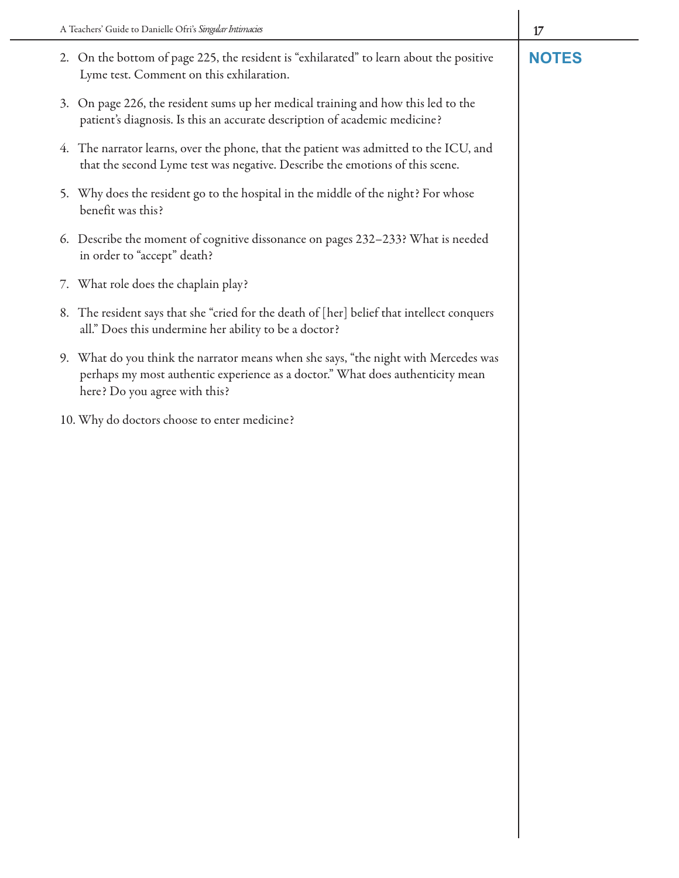2. On the bottom of page 225, the resident is "exhilarated" to learn about the positive Lyme test. Comment on this exhilaration.

3. On page 226, the resident sums up her medical training and how this led to the patient's diagnosis. Is this an accurate description of academic medicine?

4. The narrator learns, over the phone, that the patient was admitted to the ICU, and that the second Lyme test was negative. Describe the emotions of this scene.

5. Why does the resident go to the hospital in the middle of the night? For whose benefit was this?

6. Describe the moment of cognitive dissonance on pages 232–233? What is needed in order to "accept" death?

7. What role does the chaplain play?

8. The resident says that she "cried for the death of [her] belief that intellect conquers all." Does this undermine her ability to be a doctor?

9. What do you think the narrator means when she says, "the night with Mercedes was perhaps my most authentic experience as a doctor." What does authenticity mean here? Do you agree with this?

10. Why do doctors choose to enter medicine?

**NOTES**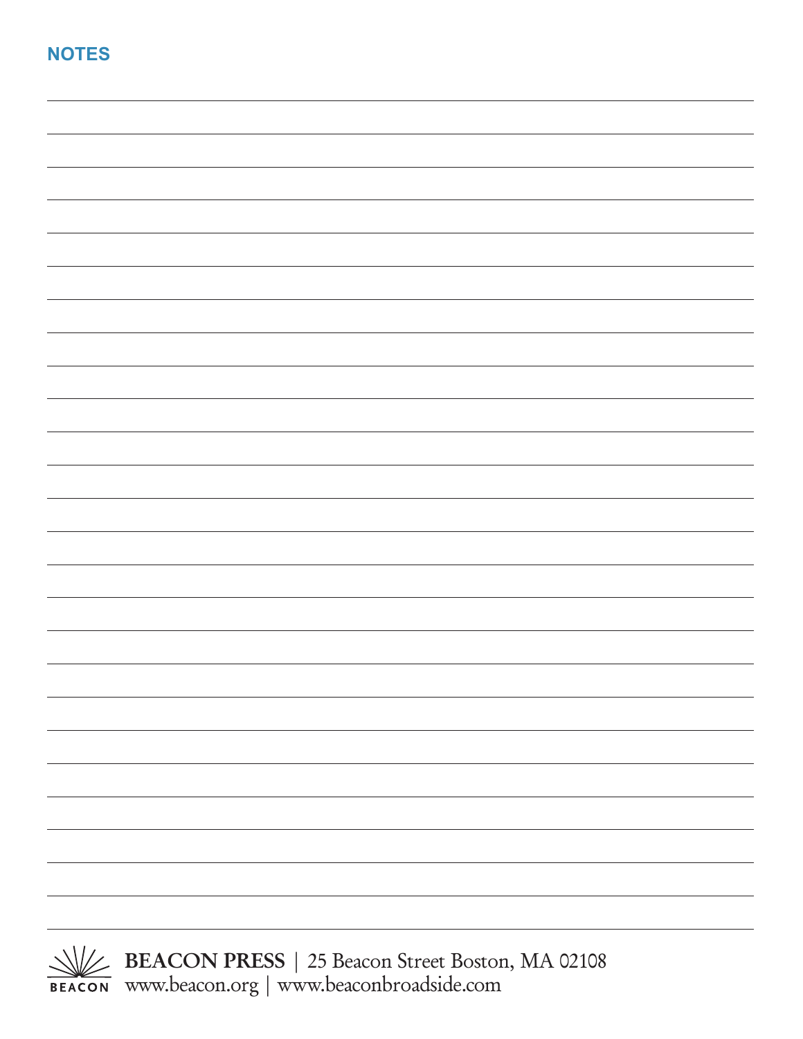## NOTES

**BEACON PRESS** | 25 Beacon Street Boston, MA 02108
www.beacon.org | www.beaconbroadside.com